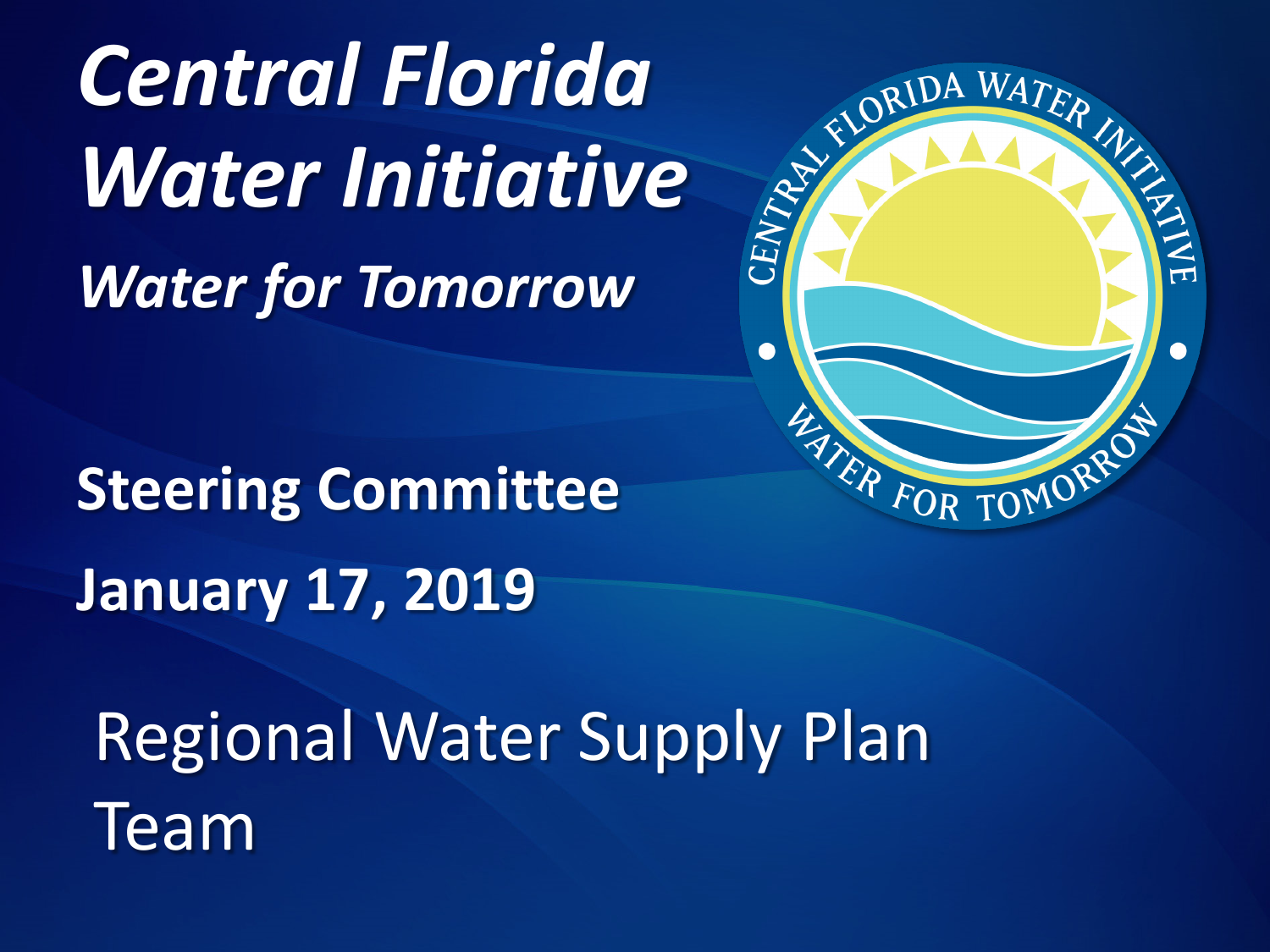# *Central Florida Water Initiative*

## *Water for Tomorrow*

**Steering Committee**

**January 17, 2019**

Regional Water Supply Plan Team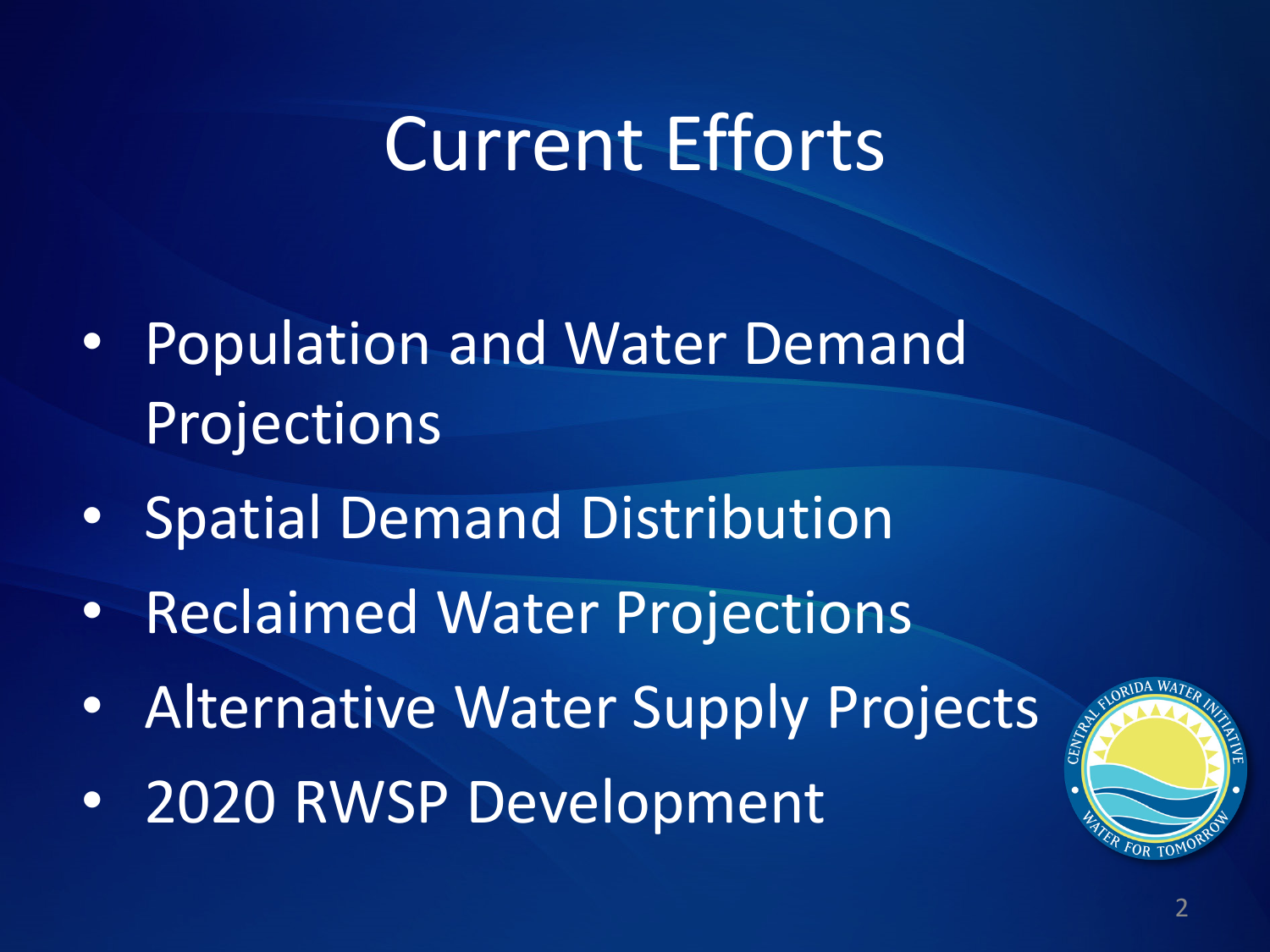# Current Efforts

- Population and Water Demand Projections
- Spatial Demand Distribution
- Reclaimed Water Projections
- Alternative Water Supply Projects
- 2020 RWSP Development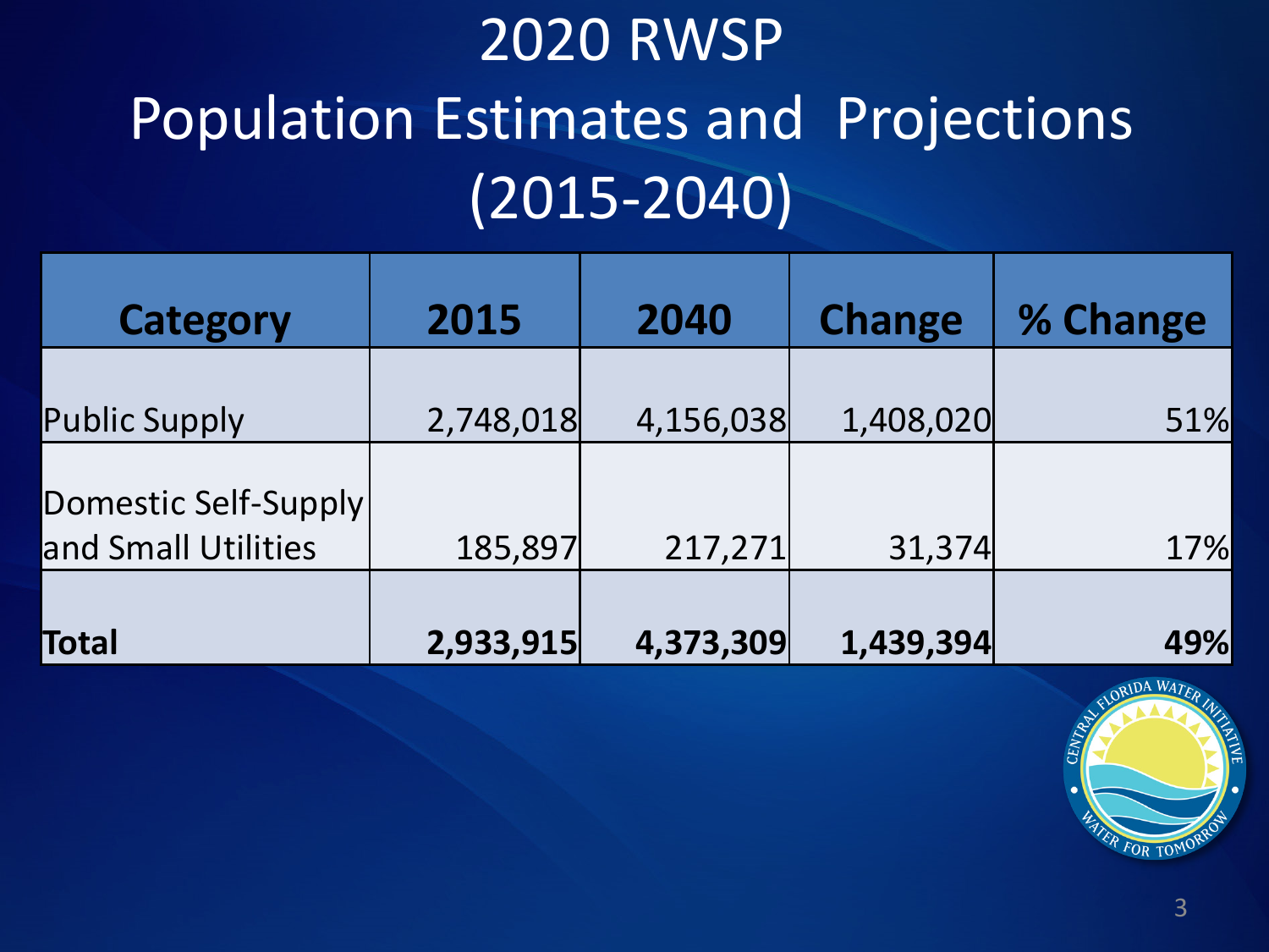# 2020 RWSP Population Estimates and Projections (2015-2040)

| Category | 2015 | 2040 | Change | % Change |
|---|---|---|---|---|
| Public Supply | 2,748,018 | 4,156,038 | 1,408,020 | 51% |
| Domestic Self-Supply and Small Utilities | 185,897 | 217,271 | 31,374 | 17% |
| **Total** | **2,933,915** | **4,373,309** | **1,439,394** | **49%** |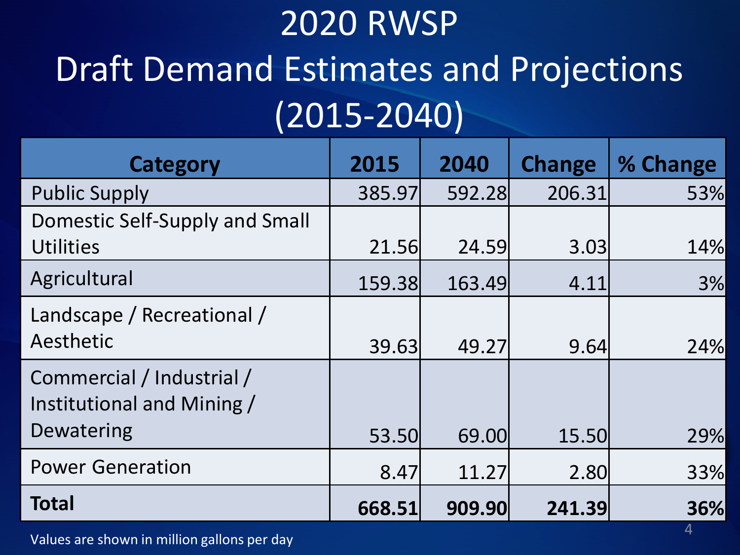# 2020 RWSP

# Draft Demand Estimates and Projections (2015-2040)

| Category | 2015 | 2040 | Change | % Change |
|---|---|---|---|---|
| Public Supply | 385.97 | 592.28 | 206.31 | 53% |
| Domestic Self-Supply and Small Utilities | 21.56 | 24.59 | 3.03 | 14% |
| Agricultural | 159.38 | 163.49 | 4.11 | 3% |
| Landscape / Recreational / Aesthetic | 39.63 | 49.27 | 9.64 | 24% |
| Commercial / Industrial / Institutional and Mining / Dewatering | 53.50 | 69.00 | 15.50 | 29% |
| Power Generation | 8.47 | 11.27 | 2.80 | 33% |
| **Total** | **668.51** | **909.90** | **241.39** | **36%** |

Values are shown in million gallons per day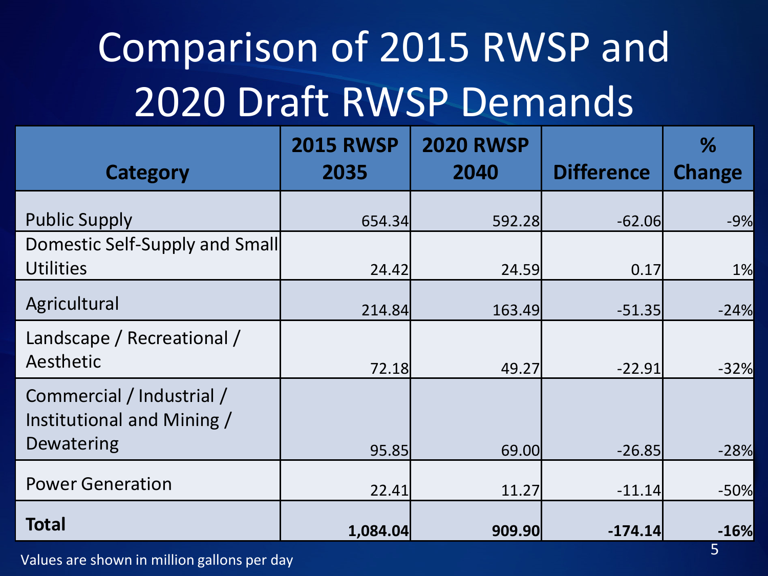# Comparison of 2015 RWSP and 2020 Draft RWSP Demands

| Category | 2015 RWSP 2035 | 2020 RWSP 2040 | Difference | % Change |
|---|---|---|---|---|
| Public Supply | 654.34 | 592.28 | -62.06 | -9% |
| Domestic Self-Supply and Small Utilities | 24.42 | 24.59 | 0.17 | 1% |
| Agricultural | 214.84 | 163.49 | -51.35 | -24% |
| Landscape / Recreational / Aesthetic | 72.18 | 49.27 | -22.91 | -32% |
| Commercial / Industrial / Institutional and Mining / Dewatering | 95.85 | 69.00 | -26.85 | -28% |
| Power Generation | 22.41 | 11.27 | -11.14 | -50% |
| **Total** | **1,084.04** | **909.90** | **-174.14** | **-16%** |

Values are shown in million gallons per day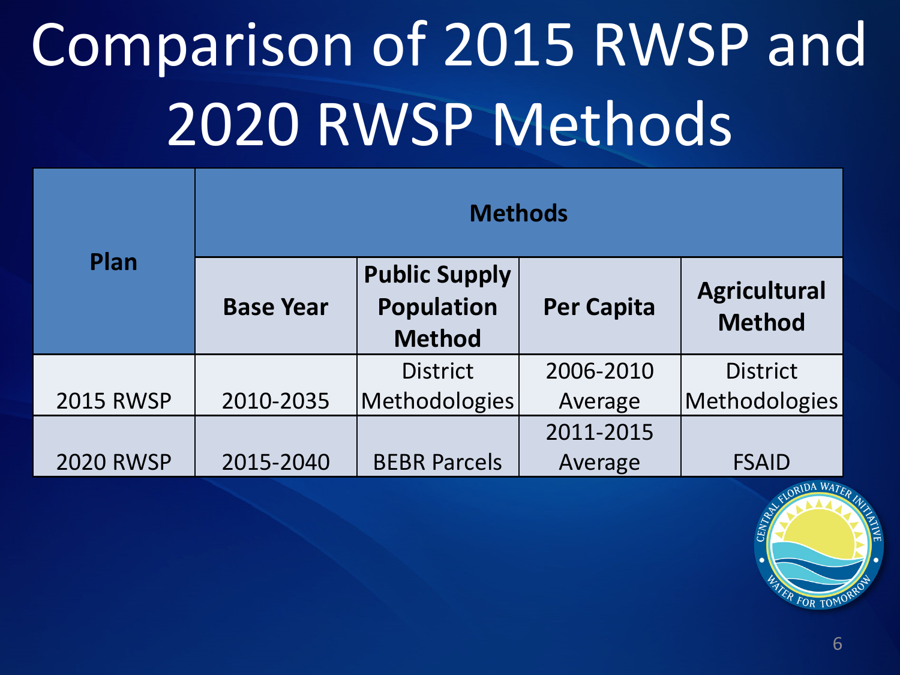# Comparison of 2015 RWSP and 2020 RWSP Methods

| Plan | Methods | | | |
|---|---|---|---|---|
| | **Base Year** | **Public Supply Population Method** | **Per Capita** | **Agricultural Method** |
| 2015 RWSP | 2010-2035 | District Methodologies | 2006-2010 Average | District Methodologies |
| 2020 RWSP | 2015-2040 | BEBR Parcels | 2011-2015 Average | FSAID |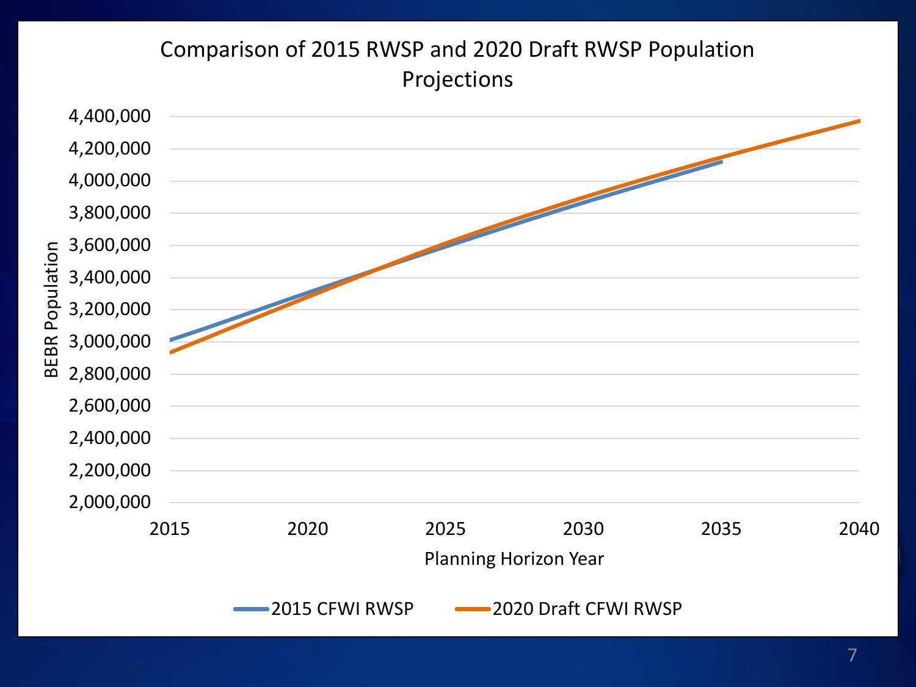## Comparison of 2015 RWSP and 2020 Draft RWSP Population Projections

BEBR Population

4,400,000
4,200,000
4,000,000
3,800,000
3,600,000
3,400,000
3,200,000
3,000,000
2,800,000
2,600,000
2,400,000
2,200,000
2,000,000

2015 2020 2025 2030 2035 2040

Planning Horizon Year

2015 CFWI RWSP — 2020 Draft CFWI RWSP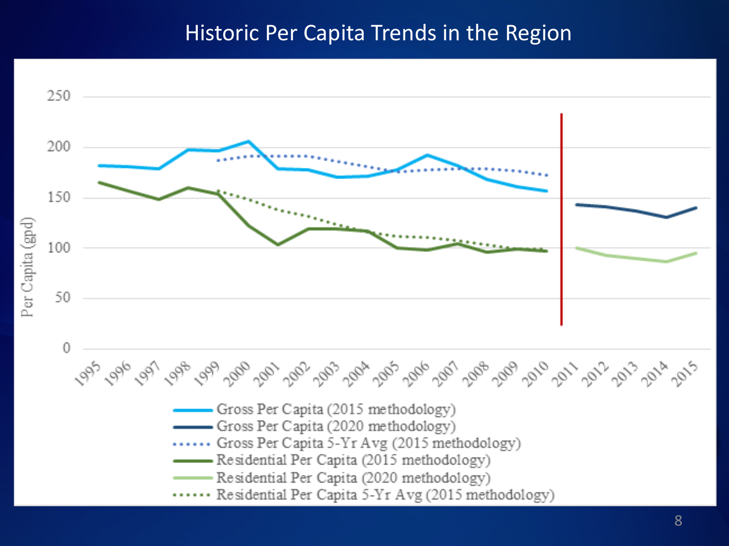# Historic Per Capita Trends in the Region

Per Capita (gpd)

250
200
150
100
50
0

1995 1996 1997 1998 1999 2000 2001 2002 2003 2004 2005 2006 2007 2008 2009 2010 2011 2012 2013 2014 2015

- Gross Per Capita (2015 methodology)
- Gross Per Capita (2020 methodology)
- Gross Per Capita 5-Yr Avg (2015 methodology)
- Residential Per Capita (2015 methodology)
- Residential Per Capita (2020 methodology)
- Residential Per Capita 5-Yr Avg (2015 methodology)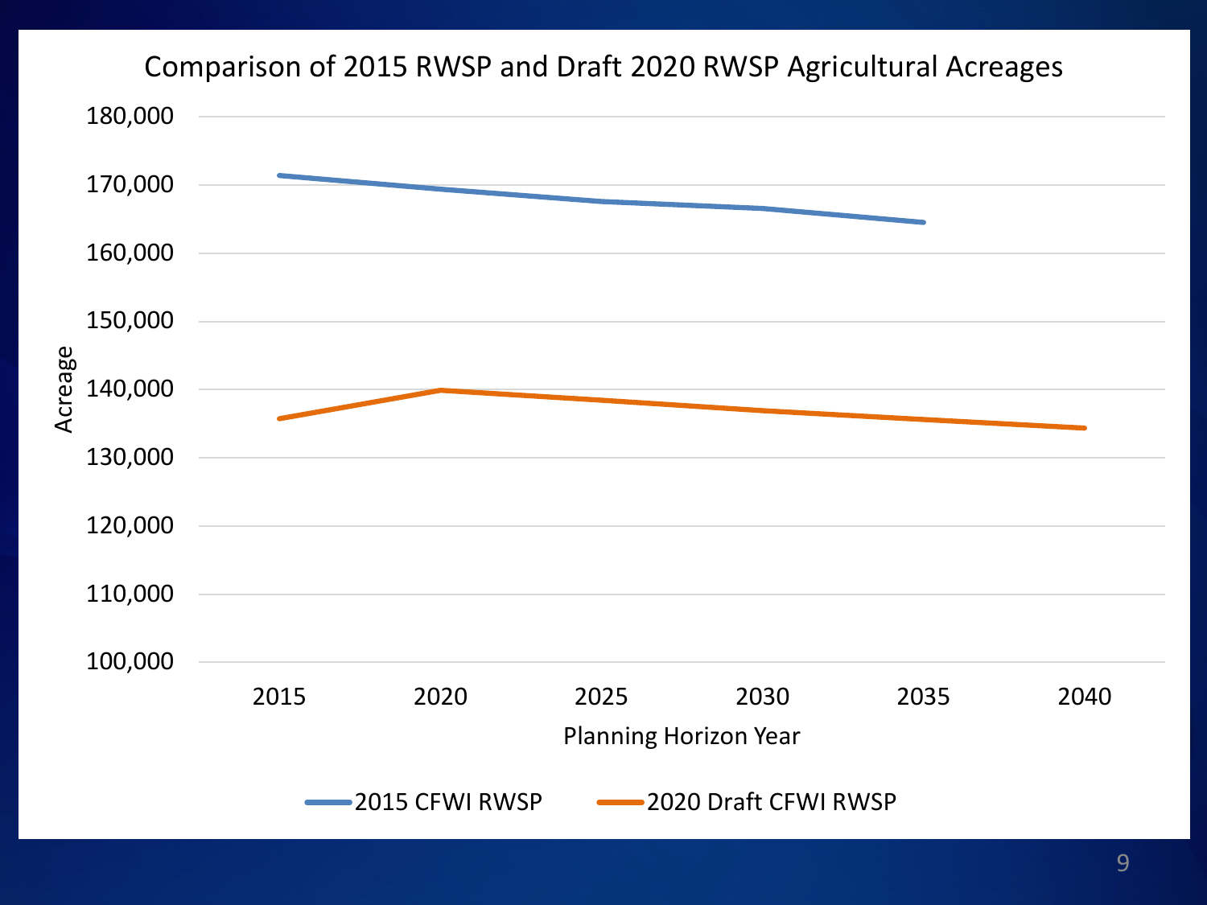## Comparison of 2015 RWSP and Draft 2020 RWSP Agricultural Acreages

Acreage

180,000
170,000
160,000
150,000
140,000
130,000
120,000
110,000
100,000

2015 2020 2025 2030 2035 2040

Planning Horizon Year

2015 CFWI RWSP — 2020 Draft CFWI RWSP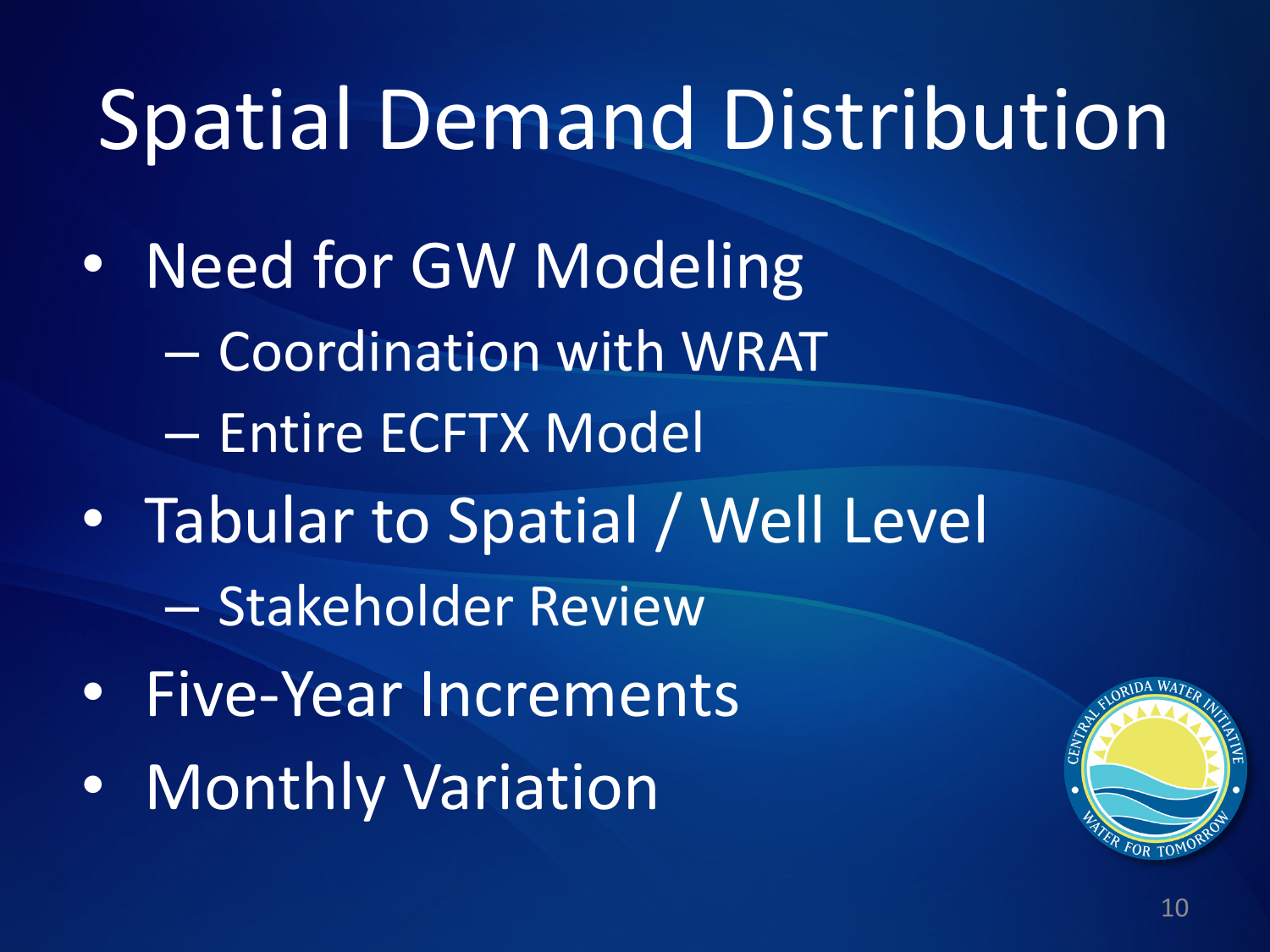# Spatial Demand Distribution

- Need for GW Modeling
  - Coordination with WRAT
  - Entire ECFTX Model
- Tabular to Spatial / Well Level
  - Stakeholder Review
- Five-Year Increments
- Monthly Variation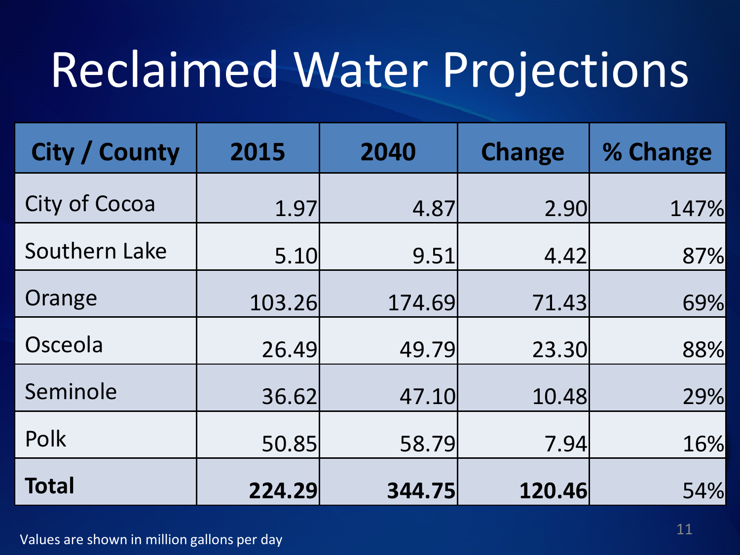# Reclaimed Water Projections

| City / County | 2015 | 2040 | Change | % Change |
|---|---|---|---|---|
| City of Cocoa | 1.97 | 4.87 | 2.90 | 147% |
| Southern Lake | 5.10 | 9.51 | 4.42 | 87% |
| Orange | 103.26 | 174.69 | 71.43 | 69% |
| Osceola | 26.49 | 49.79 | 23.30 | 88% |
| Seminole | 36.62 | 47.10 | 10.48 | 29% |
| Polk | 50.85 | 58.79 | 7.94 | 16% |
| **Total** | **224.29** | **344.75** | **120.46** | 54% |

Values are shown in million gallons per day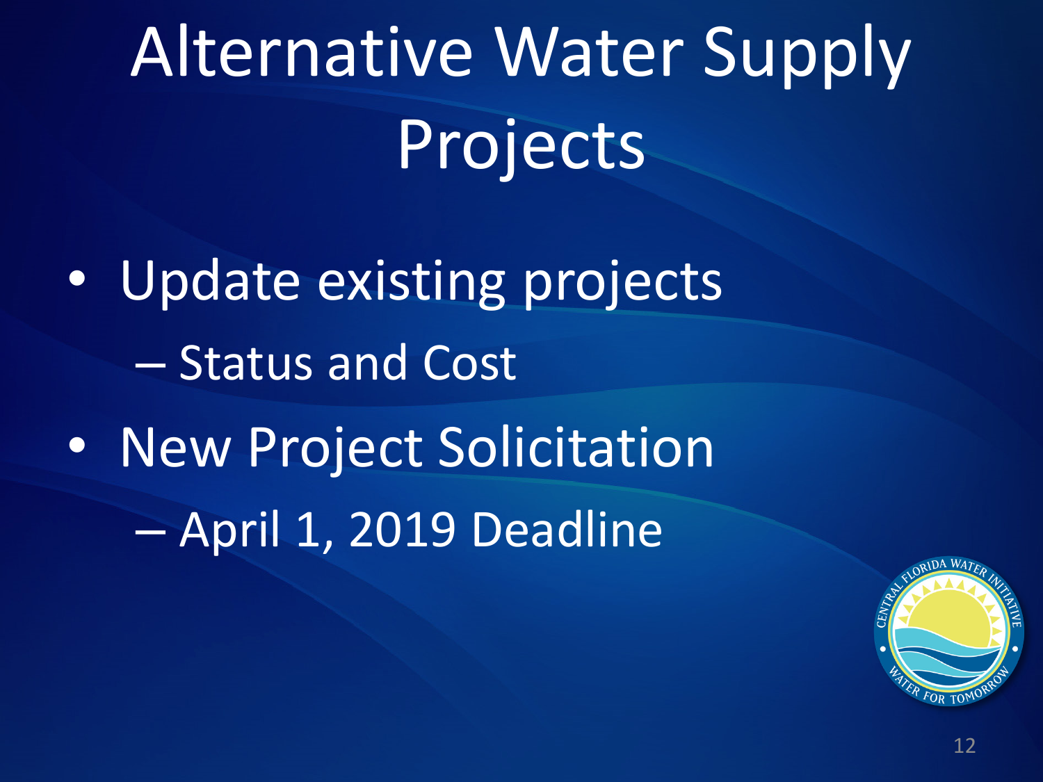# Alternative Water Supply Projects

- Update existing projects
  - Status and Cost
- New Project Solicitation
  - April 1, 2019 Deadline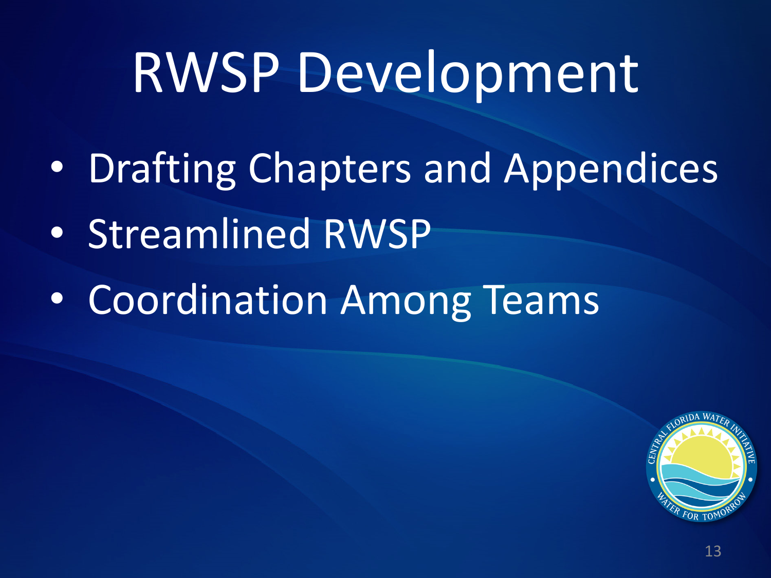# RWSP Development

- Drafting Chapters and Appendices
- Streamlined RWSP
- Coordination Among Teams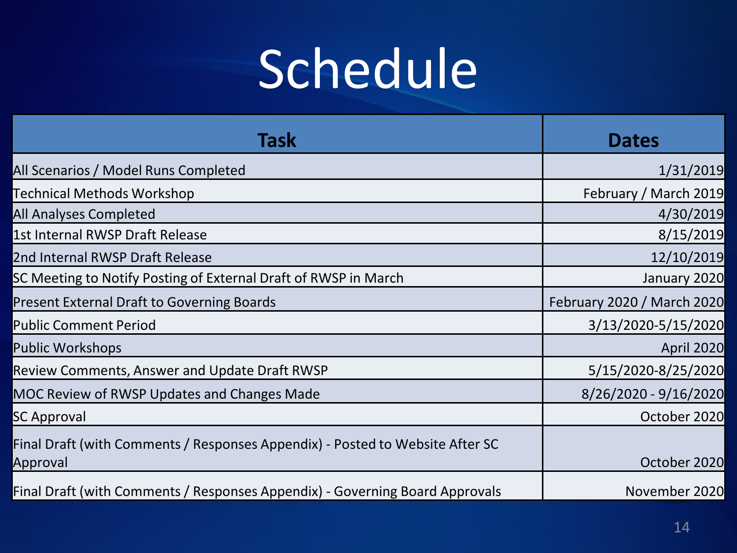# Schedule

| Task | Dates |
| --- | --- |
| All Scenarios / Model Runs Completed | 1/31/2019 |
| Technical Methods Workshop | February / March 2019 |
| All Analyses Completed | 4/30/2019 |
| 1st Internal RWSP Draft Release | 8/15/2019 |
| 2nd Internal RWSP Draft Release | 12/10/2019 |
| SC Meeting to Notify Posting of External Draft of RWSP in March | January 2020 |
| Present External Draft to Governing Boards | February 2020 / March 2020 |
| Public Comment Period | 3/13/2020-5/15/2020 |
| Public Workshops | April 2020 |
| Review Comments, Answer and Update Draft RWSP | 5/15/2020-8/25/2020 |
| MOC Review of RWSP Updates and Changes Made | 8/26/2020 - 9/16/2020 |
| SC Approval | October 2020 |
| Final Draft (with Comments / Responses Appendix) - Posted to Website After SC Approval | October 2020 |
| Final Draft (with Comments / Responses Appendix) - Governing Board Approvals | November 2020 |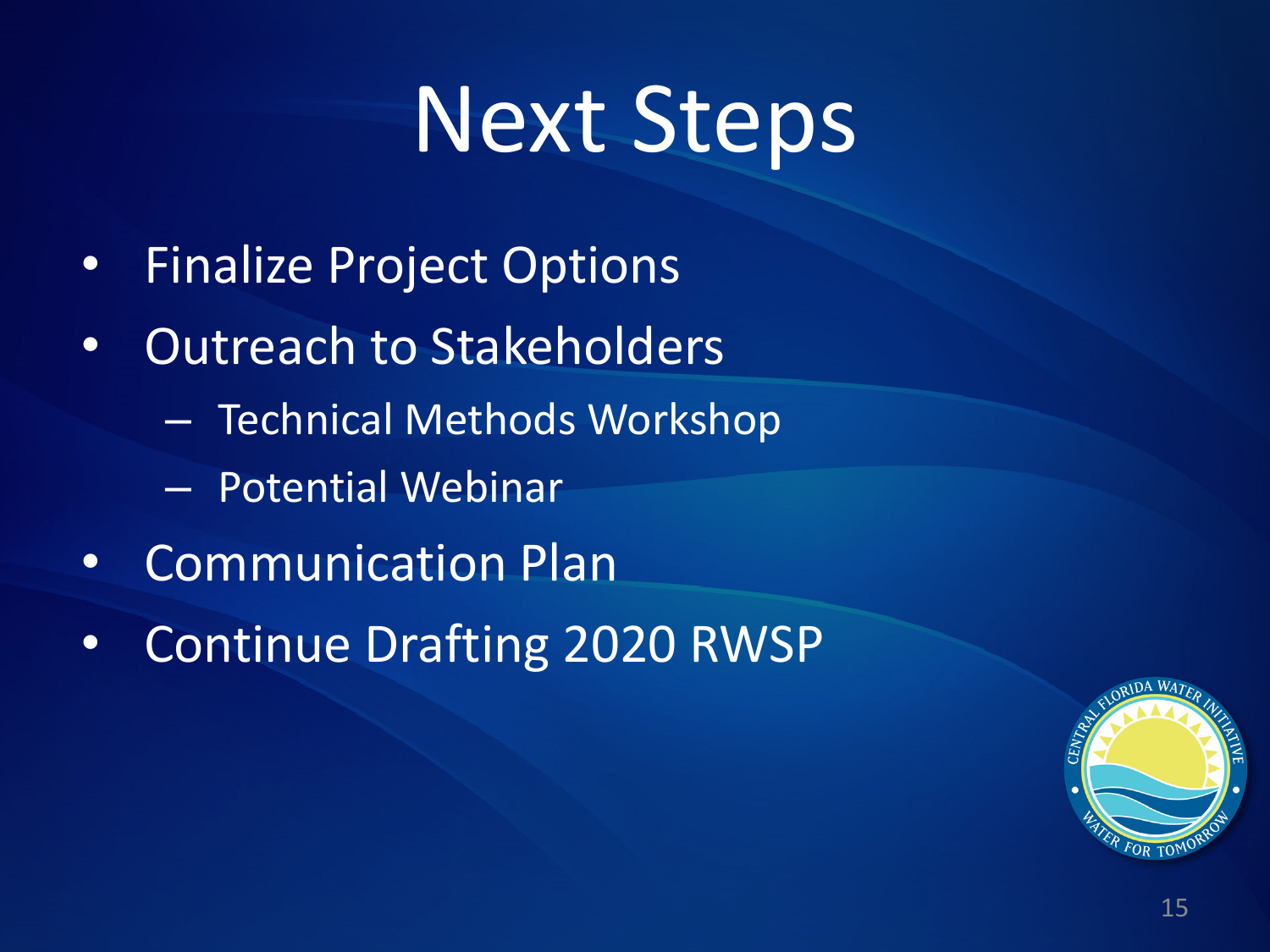# Next Steps

- Finalize Project Options
- Outreach to Stakeholders
  - Technical Methods Workshop
  - Potential Webinar
- Communication Plan
- Continue Drafting 2020 RWSP